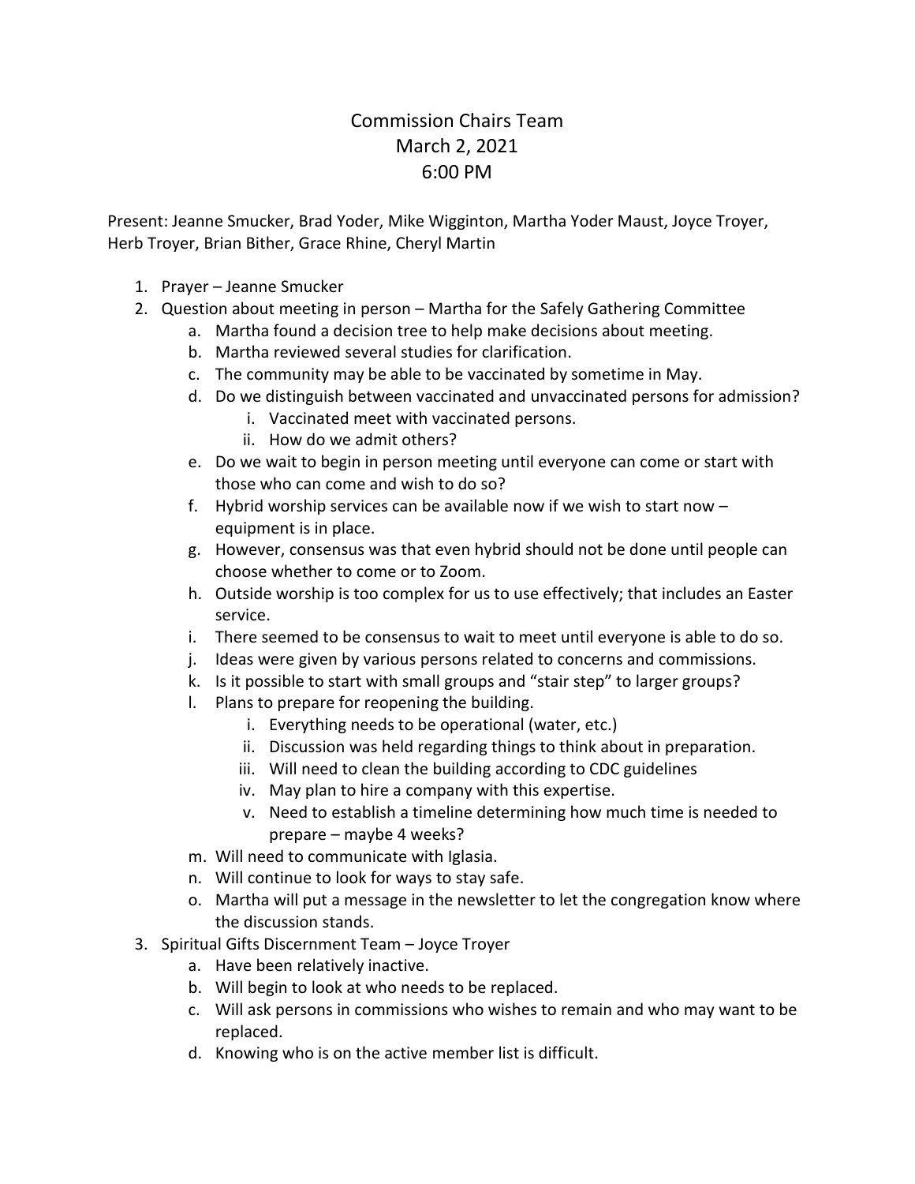# Commission Chairs Team
## March 2, 2021
## 6:00 PM

Present: Jeanne Smucker, Brad Yoder, Mike Wigginton, Martha Yoder Maust, Joyce Troyer, Herb Troyer, Brian Bither, Grace Rhine, Cheryl Martin

1. Prayer – Jeanne Smucker
2. Question about meeting in person – Martha for the Safely Gathering Committee
   a. Martha found a decision tree to help make decisions about meeting.
   b. Martha reviewed several studies for clarification.
   c. The community may be able to be vaccinated by sometime in May.
   d. Do we distinguish between vaccinated and unvaccinated persons for admission?
      i. Vaccinated meet with vaccinated persons.
      ii. How do we admit others?
   e. Do we wait to begin in person meeting until everyone can come or start with those who can come and wish to do so?
   f. Hybrid worship services can be available now if we wish to start now – equipment is in place.
   g. However, consensus was that even hybrid should not be done until people can choose whether to come or to Zoom.
   h. Outside worship is too complex for us to use effectively; that includes an Easter service.
   i. There seemed to be consensus to wait to meet until everyone is able to do so.
   j. Ideas were given by various persons related to concerns and commissions.
   k. Is it possible to start with small groups and "stair step" to larger groups?
   l. Plans to prepare for reopening the building.
      i. Everything needs to be operational (water, etc.)
      ii. Discussion was held regarding things to think about in preparation.
      iii. Will need to clean the building according to CDC guidelines
      iv. May plan to hire a company with this expertise.
      v. Need to establish a timeline determining how much time is needed to prepare – maybe 4 weeks?
   m. Will need to communicate with Iglasia.
   n. Will continue to look for ways to stay safe.
   o. Martha will put a message in the newsletter to let the congregation know where the discussion stands.
3. Spiritual Gifts Discernment Team – Joyce Troyer
   a. Have been relatively inactive.
   b. Will begin to look at who needs to be replaced.
   c. Will ask persons in commissions who wishes to remain and who may want to be replaced.
   d. Knowing who is on the active member list is difficult.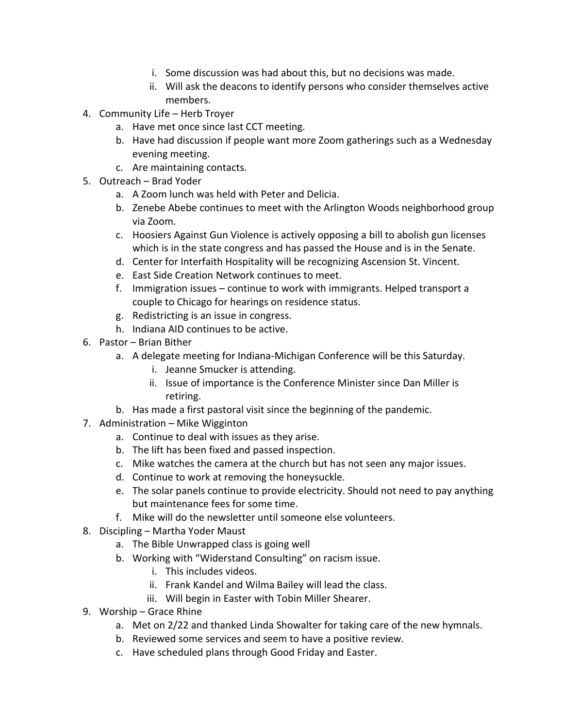i. Some discussion was had about this, but no decisions was made.
        ii. Will ask the deacons to identify persons who consider themselves active members.

4. Community Life – Herb Troyer
    a. Have met once since last CCT meeting.
    b. Have had discussion if people want more Zoom gatherings such as a Wednesday evening meeting.
    c. Are maintaining contacts.
5. Outreach – Brad Yoder
    a. A Zoom lunch was held with Peter and Delicia.
    b. Zenebe Abebe continues to meet with the Arlington Woods neighborhood group via Zoom.
    c. Hoosiers Against Gun Violence is actively opposing a bill to abolish gun licenses which is in the state congress and has passed the House and is in the Senate.
    d. Center for Interfaith Hospitality will be recognizing Ascension St. Vincent.
    e. East Side Creation Network continues to meet.
    f. Immigration issues – continue to work with immigrants. Helped transport a couple to Chicago for hearings on residence status.
    g. Redistricting is an issue in congress.
    h. Indiana AID continues to be active.
6. Pastor – Brian Bither
    a. A delegate meeting for Indiana-Michigan Conference will be this Saturday.
        i. Jeanne Smucker is attending.
        ii. Issue of importance is the Conference Minister since Dan Miller is retiring.
    b. Has made a first pastoral visit since the beginning of the pandemic.
7. Administration – Mike Wigginton
    a. Continue to deal with issues as they arise.
    b. The lift has been fixed and passed inspection.
    c. Mike watches the camera at the church but has not seen any major issues.
    d. Continue to work at removing the honeysuckle.
    e. The solar panels continue to provide electricity. Should not need to pay anything but maintenance fees for some time.
    f. Mike will do the newsletter until someone else volunteers.
8. Discipling – Martha Yoder Maust
    a. The Bible Unwrapped class is going well
    b. Working with "Widerstand Consulting" on racism issue.
        i. This includes videos.
        ii. Frank Kandel and Wilma Bailey will lead the class.
        iii. Will begin in Easter with Tobin Miller Shearer.
9. Worship – Grace Rhine
    a. Met on 2/22 and thanked Linda Showalter for taking care of the new hymnals.
    b. Reviewed some services and seem to have a positive review.
    c. Have scheduled plans through Good Friday and Easter.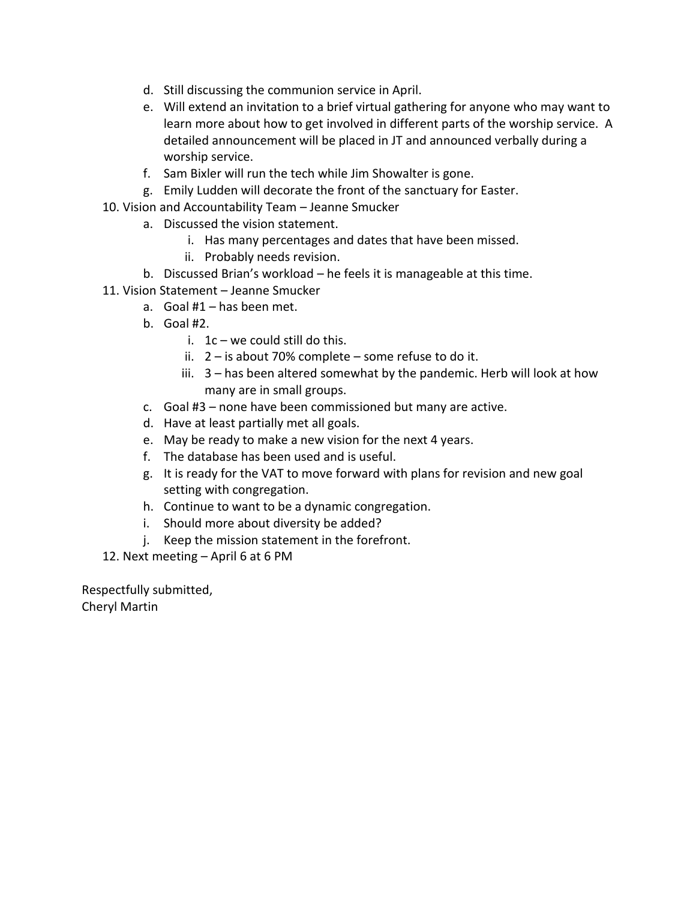d. Still discussing the communion service in April.
   e. Will extend an invitation to a brief virtual gathering for anyone who may want to learn more about how to get involved in different parts of the worship service. A detailed announcement will be placed in JT and announced verbally during a worship service.
   f. Sam Bixler will run the tech while Jim Showalter is gone.
   g. Emily Ludden will decorate the front of the sanctuary for Easter.

10. Vision and Accountability Team – Jeanne Smucker
    a. Discussed the vision statement.
       i. Has many percentages and dates that have been missed.
       ii. Probably needs revision.
    b. Discussed Brian's workload – he feels it is manageable at this time.
11. Vision Statement – Jeanne Smucker
    a. Goal #1 – has been met.
    b. Goal #2.
       i. 1c – we could still do this.
       ii. 2 – is about 70% complete – some refuse to do it.
       iii. 3 – has been altered somewhat by the pandemic. Herb will look at how many are in small groups.
    c. Goal #3 – none have been commissioned but many are active.
    d. Have at least partially met all goals.
    e. May be ready to make a new vision for the next 4 years.
    f. The database has been used and is useful.
    g. It is ready for the VAT to move forward with plans for revision and new goal setting with congregation.
    h. Continue to want to be a dynamic congregation.
    i. Should more about diversity be added?
    j. Keep the mission statement in the forefront.
12. Next meeting – April 6 at 6 PM

Respectfully submitted,
Cheryl Martin